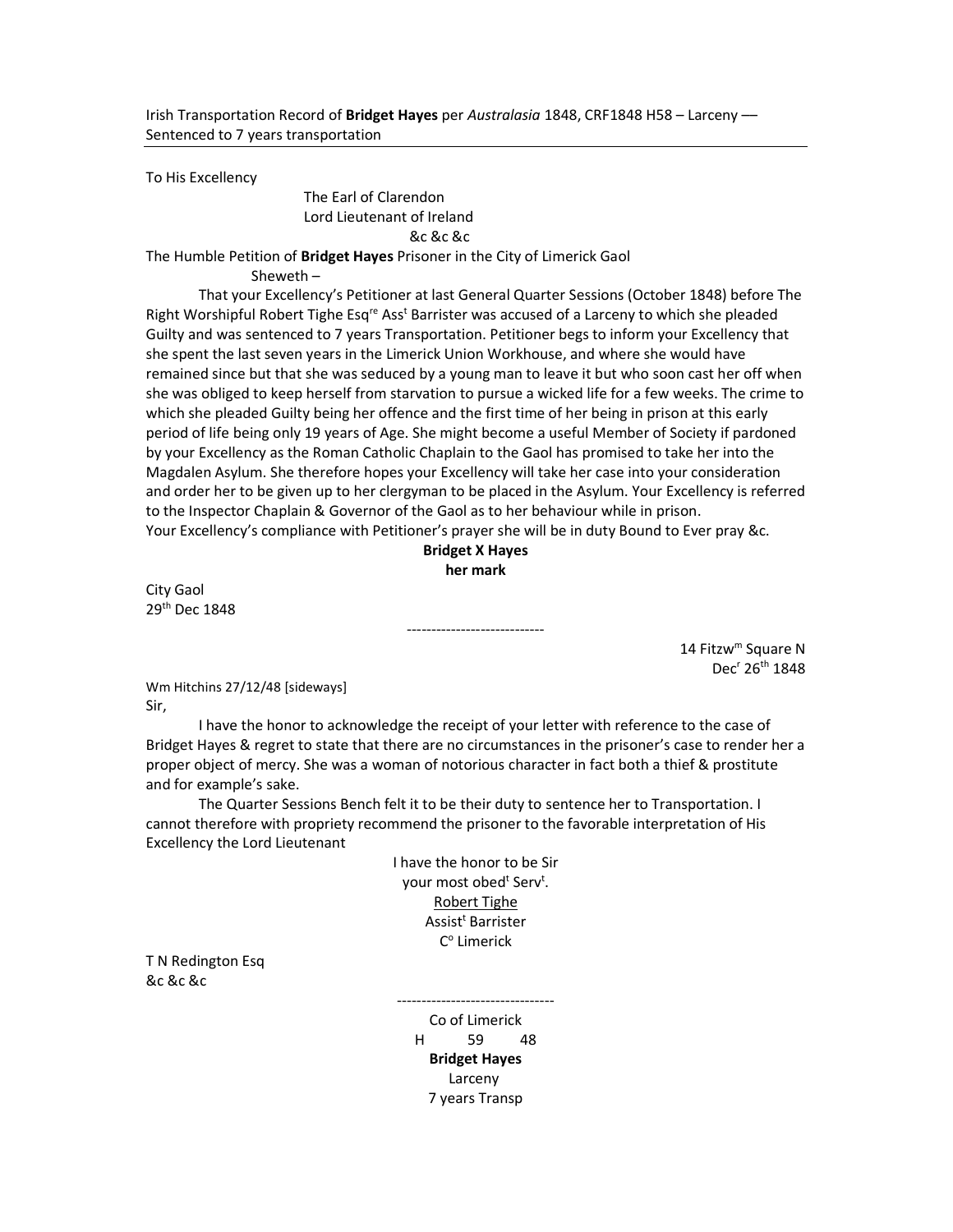Irish Transportation Record of **Bridget Hayes** per *Australasia* 1848, CRF1848 H58 – Larceny — Sentenced to 7 years transportation

---

To His Excellency

The Earl of Clarendon
Lord Lieutenant of Ireland
&c &c &c

The Humble Petition of **Bridget Hayes** Prisoner in the City of Limerick Gaol

Sheweth –

That your Excellency's Petitioner at last General Quarter Sessions (October 1848) before The Right Worshipful Robert Tighe Esq[re] Ass[t] Barrister was accused of a Larceny to which she pleaded Guilty and was sentenced to 7 years Transportation. Petitioner begs to inform your Excellency that she spent the last seven years in the Limerick Union Workhouse, and where she would have remained since but that she was seduced by a young man to leave it but who soon cast her off when she was obliged to keep herself from starvation to pursue a wicked life for a few weeks. The crime to which she pleaded Guilty being her offence and the first time of her being in prison at this early period of life being only 19 years of Age. She might become a useful Member of Society if pardoned by your Excellency as the Roman Catholic Chaplain to the Gaol has promised to take her into the Magdalen Asylum. She therefore hopes your Excellency will take her case into your consideration and order her to be given up to her clergyman to be placed in the Asylum. Your Excellency is referred to the Inspector Chaplain & Governor of the Gaol as to her behaviour while in prison.
Your Excellency's compliance with Petitioner's prayer she will be in duty Bound to Ever pray &c.

**Bridget X Hayes**
**her mark**

City Gaol
29[th] Dec 1848

----------------------------

14 Fitzw[m] Square N
Dec[r] 26[th] 1848

Wm Hitchins 27/12/48 [sideways]

Sir,

I have the honor to acknowledge the receipt of your letter with reference to the case of Bridget Hayes & regret to state that there are no circumstances in the prisoner's case to render her a proper object of mercy. She was a woman of notorious character in fact both a thief & prostitute and for example's sake.

The Quarter Sessions Bench felt it to be their duty to sentence her to Transportation. I cannot therefore with propriety recommend the prisoner to the favorable interpretation of His Excellency the Lord Lieutenant

I have the honor to be Sir
your most obed[t] Serv[t].
Robert Tighe
Assist[t] Barrister
C[o] Limerick

T N Redington Esq
&c &c &c

--------------------------------

Co of Limerick
H 59 48
**Bridget Hayes**
Larceny
7 years Transp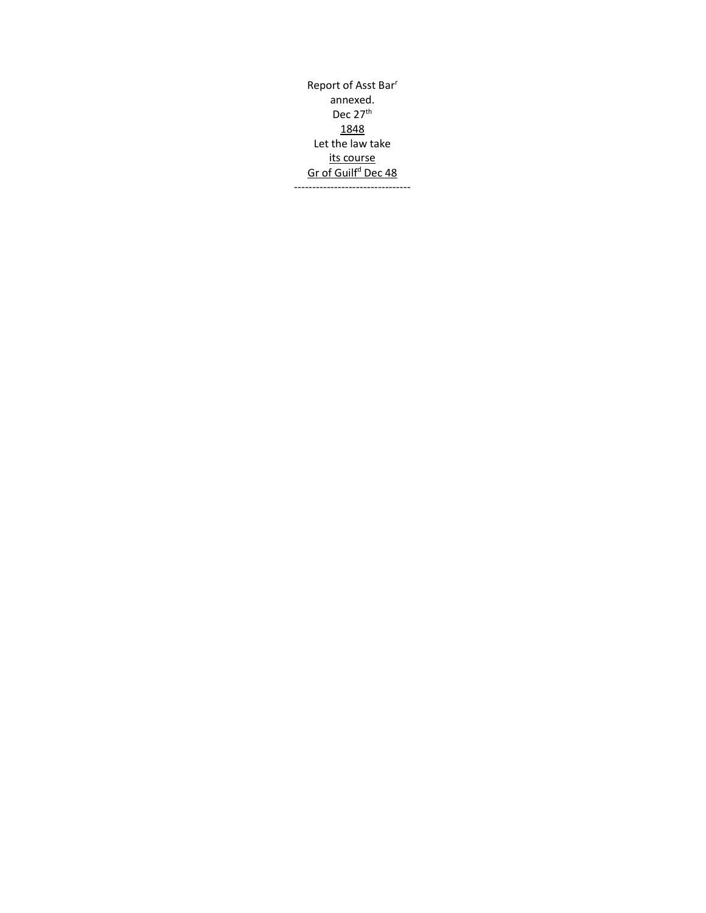Report of Asst Bar[r]
annexed.
Dec 27[th]
<u>1848</u>
Let the law take
<u>its course</u>
<u>Gr of Guilf[d] Dec 48</u>

--------------------------------